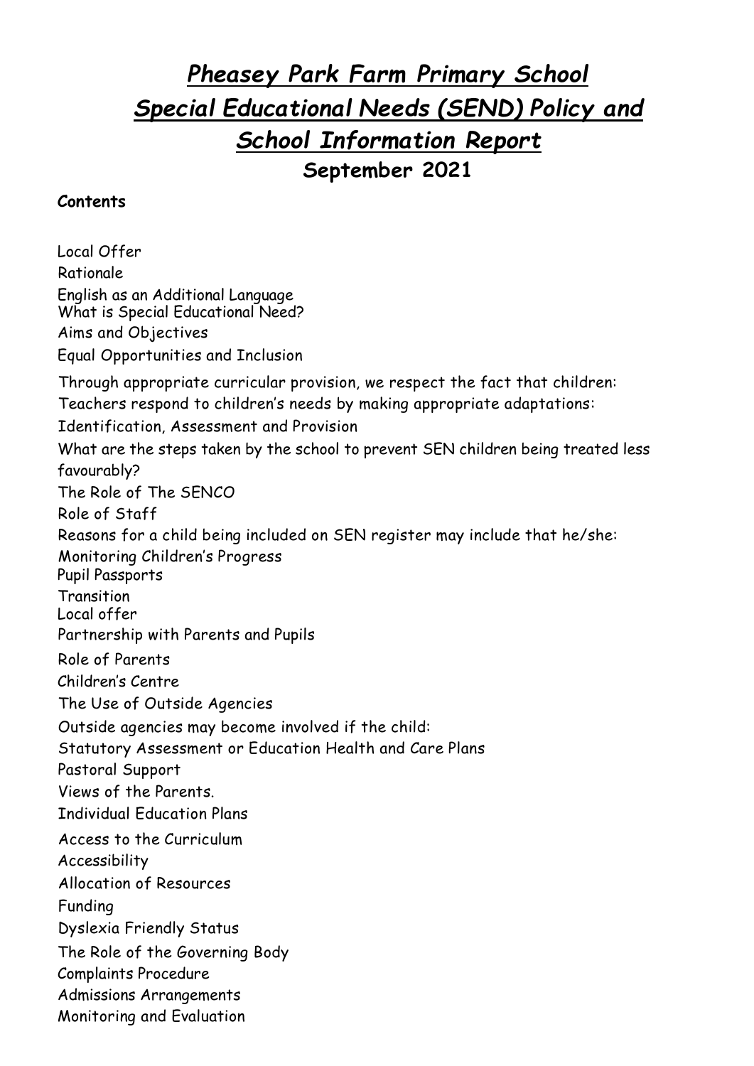# *Pheasey Park Farm Primary School*
# *Special Educational Needs (SEND) Policy and School Information Report*
## September 2021

**Contents**

Local Offer
Rationale
English as an Additional Language
What is Special Educational Need?
Aims and Objectives
Equal Opportunities and Inclusion
Through appropriate curricular provision, we respect the fact that children:
Teachers respond to children's needs by making appropriate adaptations:
Identification, Assessment and Provision
What are the steps taken by the school to prevent SEN children being treated less favourably?
The Role of The SENCO
Role of Staff
Reasons for a child being included on SEN register may include that he/she:
Monitoring Children's Progress
Pupil Passports
Transition
Local offer
Partnership with Parents and Pupils
Role of Parents
Children's Centre
The Use of Outside Agencies
Outside agencies may become involved if the child:
Statutory Assessment or Education Health and Care Plans
Pastoral Support
Views of the Parents.
Individual Education Plans
Access to the Curriculum
Accessibility
Allocation of Resources
Funding
Dyslexia Friendly Status
The Role of the Governing Body
Complaints Procedure
Admissions Arrangements
Monitoring and Evaluation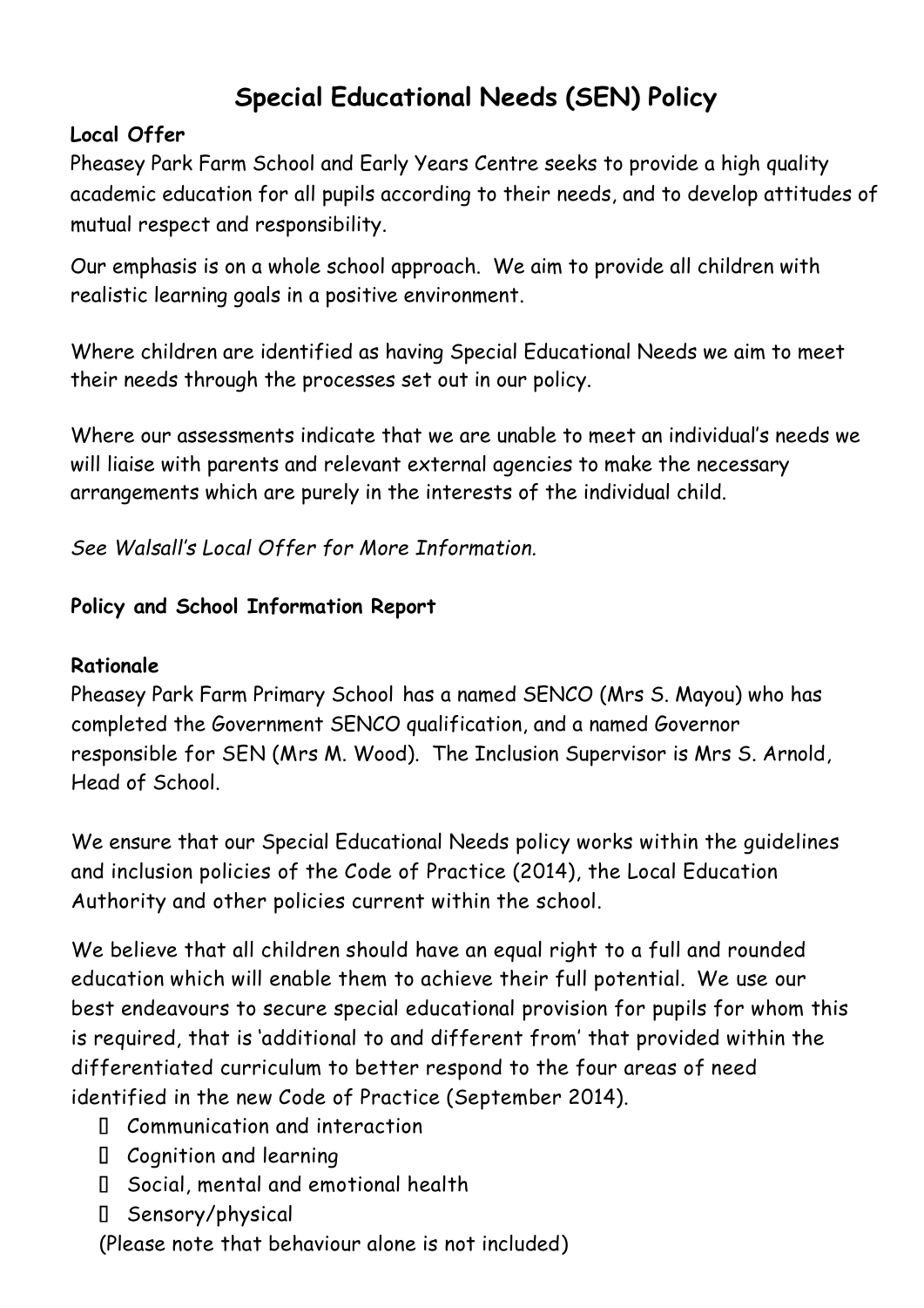# Special Educational Needs (SEN) Policy

**Local Offer**

Pheasey Park Farm School and Early Years Centre seeks to provide a high quality academic education for all pupils according to their needs, and to develop attitudes of mutual respect and responsibility.

Our emphasis is on a whole school approach. We aim to provide all children with realistic learning goals in a positive environment.

Where children are identified as having Special Educational Needs we aim to meet their needs through the processes set out in our policy.

Where our assessments indicate that we are unable to meet an individual's needs we will liaise with parents and relevant external agencies to make the necessary arrangements which are purely in the interests of the individual child.

*See Walsall's Local Offer for More Information.*

**Policy and School Information Report**

**Rationale**

Pheasey Park Farm Primary School has a named SENCO (Mrs S. Mayou) who has completed the Government SENCO qualification, and a named Governor responsible for SEN (Mrs M. Wood). The Inclusion Supervisor is Mrs S. Arnold, Head of School.

We ensure that our Special Educational Needs policy works within the guidelines and inclusion policies of the Code of Practice (2014), the Local Education Authority and other policies current within the school.

We believe that all children should have an equal right to a full and rounded education which will enable them to achieve their full potential. We use our best endeavours to secure special educational provision for pupils for whom this is required, that is 'additional to and different from' that provided within the differentiated curriculum to better respond to the four areas of need identified in the new Code of Practice (September 2014).

- Communication and interaction
- Cognition and learning
- Social, mental and emotional health
- Sensory/physical

(Please note that behaviour alone is not included)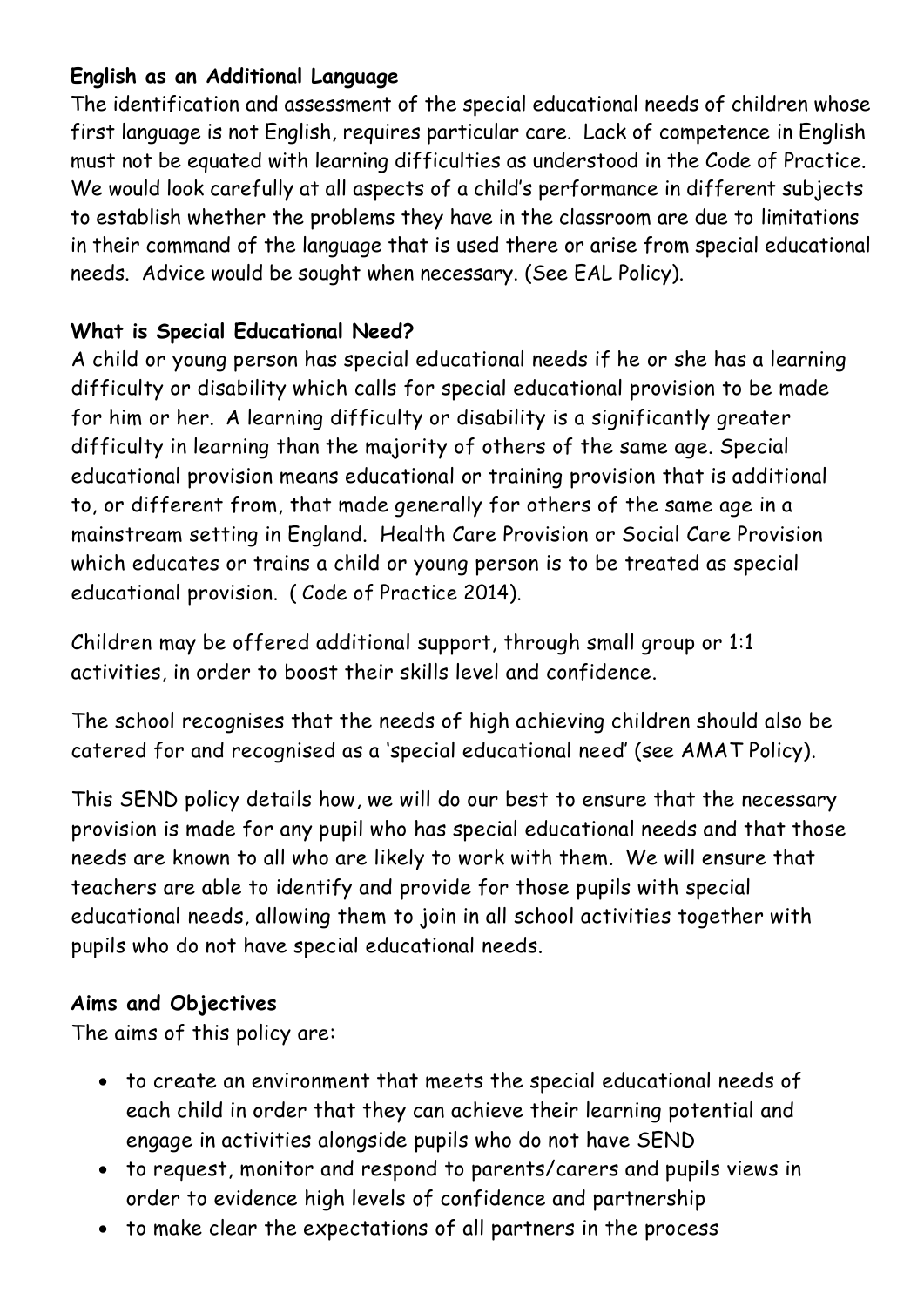**English as an Additional Language**

The identification and assessment of the special educational needs of children whose first language is not English, requires particular care. Lack of competence in English must not be equated with learning difficulties as understood in the Code of Practice. We would look carefully at all aspects of a child's performance in different subjects to establish whether the problems they have in the classroom are due to limitations in their command of the language that is used there or arise from special educational needs. Advice would be sought when necessary. (See EAL Policy).

**What is Special Educational Need?**

A child or young person has special educational needs if he or she has a learning difficulty or disability which calls for special educational provision to be made for him or her. A learning difficulty or disability is a significantly greater difficulty in learning than the majority of others of the same age. Special educational provision means educational or training provision that is additional to, or different from, that made generally for others of the same age in a mainstream setting in England. Health Care Provision or Social Care Provision which educates or trains a child or young person is to be treated as special educational provision. ( Code of Practice 2014).

Children may be offered additional support, through small group or 1:1 activities, in order to boost their skills level and confidence.

The school recognises that the needs of high achieving children should also be catered for and recognised as a 'special educational need' (see AMAT Policy).

This SEND policy details how, we will do our best to ensure that the necessary provision is made for any pupil who has special educational needs and that those needs are known to all who are likely to work with them. We will ensure that teachers are able to identify and provide for those pupils with special educational needs, allowing them to join in all school activities together with pupils who do not have special educational needs.

**Aims and Objectives**

The aims of this policy are:

- to create an environment that meets the special educational needs of each child in order that they can achieve their learning potential and engage in activities alongside pupils who do not have SEND
- to request, monitor and respond to parents/carers and pupils views in order to evidence high levels of confidence and partnership
- to make clear the expectations of all partners in the process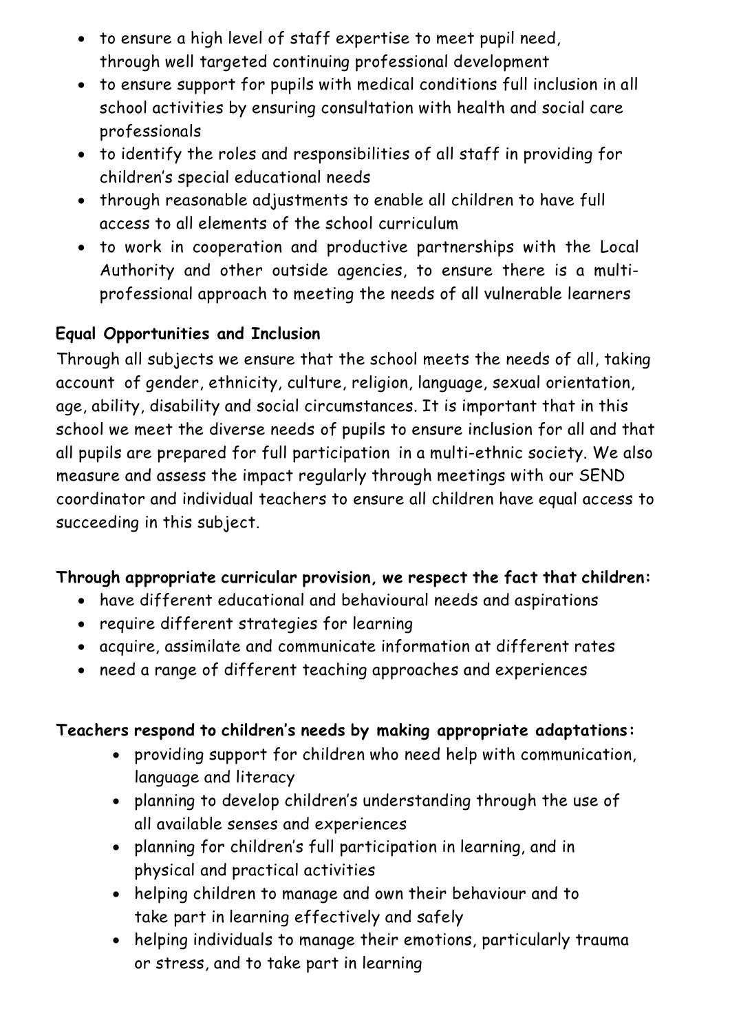- to ensure a high level of staff expertise to meet pupil need, through well targeted continuing professional development
- to ensure support for pupils with medical conditions full inclusion in all school activities by ensuring consultation with health and social care professionals
- to identify the roles and responsibilities of all staff in providing for children's special educational needs
- through reasonable adjustments to enable all children to have full access to all elements of the school curriculum
- to work in cooperation and productive partnerships with the Local Authority and other outside agencies, to ensure there is a multi-professional approach to meeting the needs of all vulnerable learners

**Equal Opportunities and Inclusion**

Through all subjects we ensure that the school meets the needs of all, taking account of gender, ethnicity, culture, religion, language, sexual orientation, age, ability, disability and social circumstances. It is important that in this school we meet the diverse needs of pupils to ensure inclusion for all and that all pupils are prepared for full participation in a multi-ethnic society. We also measure and assess the impact regularly through meetings with our SEND coordinator and individual teachers to ensure all children have equal access to succeeding in this subject.

**Through appropriate curricular provision, we respect the fact that children:**

- have different educational and behavioural needs and aspirations
- require different strategies for learning
- acquire, assimilate and communicate information at different rates
- need a range of different teaching approaches and experiences

**Teachers respond to children's needs by making appropriate adaptations:**

- providing support for children who need help with communication, language and literacy
- planning to develop children's understanding through the use of all available senses and experiences
- planning for children's full participation in learning, and in physical and practical activities
- helping children to manage and own their behaviour and to take part in learning effectively and safely
- helping individuals to manage their emotions, particularly trauma or stress, and to take part in learning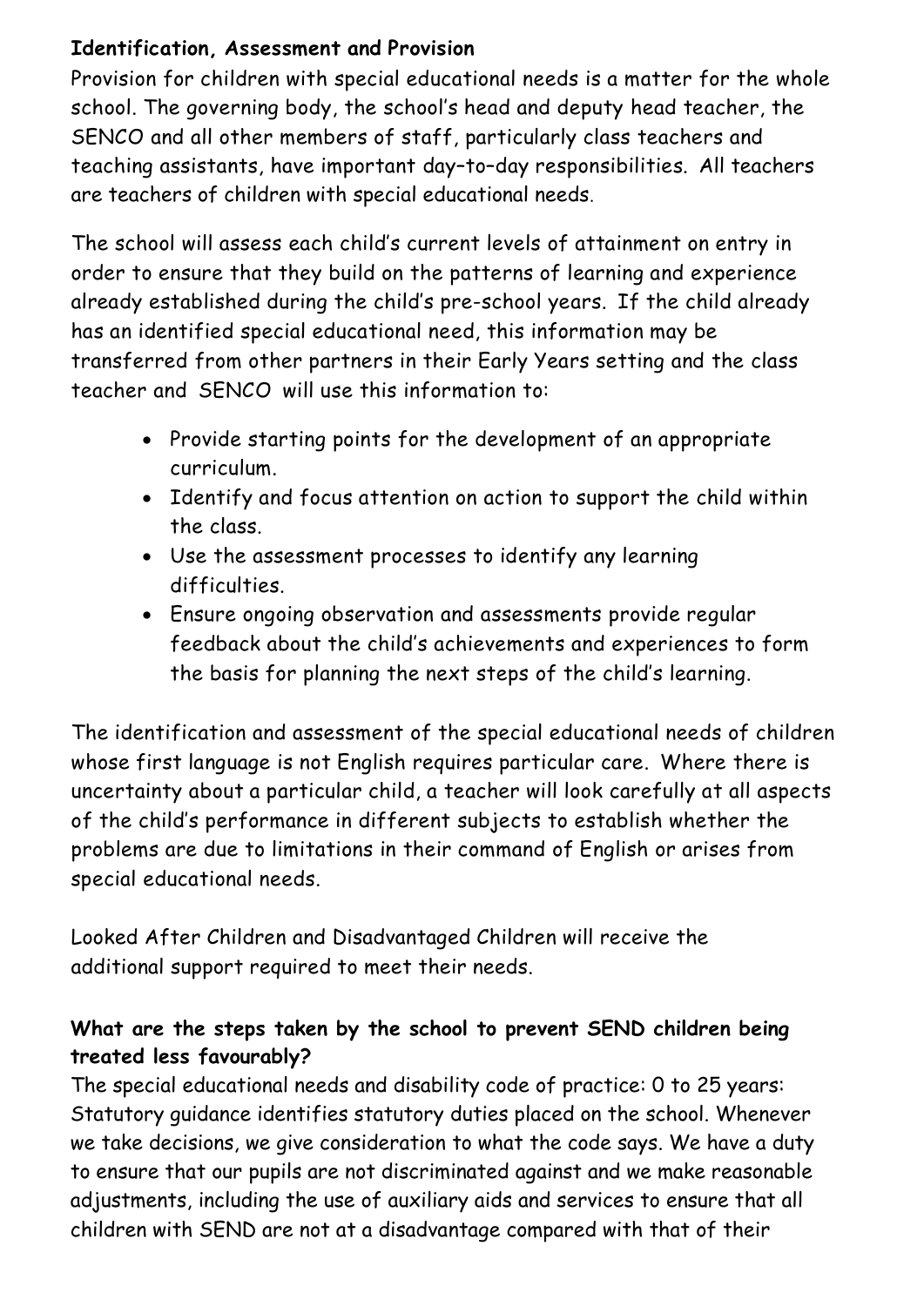**Identification, Assessment and Provision**

Provision for children with special educational needs is a matter for the whole school. The governing body, the school's head and deputy head teacher, the SENCO and all other members of staff, particularly class teachers and teaching assistants, have important day–to–day responsibilities. All teachers are teachers of children with special educational needs.

The school will assess each child's current levels of attainment on entry in order to ensure that they build on the patterns of learning and experience already established during the child's pre-school years. If the child already has an identified special educational need, this information may be transferred from other partners in their Early Years setting and the class teacher and SENCO will use this information to:

- Provide starting points for the development of an appropriate curriculum.
- Identify and focus attention on action to support the child within the class.
- Use the assessment processes to identify any learning difficulties.
- Ensure ongoing observation and assessments provide regular feedback about the child's achievements and experiences to form the basis for planning the next steps of the child's learning.

The identification and assessment of the special educational needs of children whose first language is not English requires particular care. Where there is uncertainty about a particular child, a teacher will look carefully at all aspects of the child's performance in different subjects to establish whether the problems are due to limitations in their command of English or arises from special educational needs.

Looked After Children and Disadvantaged Children will receive the additional support required to meet their needs.

**What are the steps taken by the school to prevent SEND children being treated less favourably?**

The special educational needs and disability code of practice: 0 to 25 years: Statutory guidance identifies statutory duties placed on the school. Whenever we take decisions, we give consideration to what the code says. We have a duty to ensure that our pupils are not discriminated against and we make reasonable adjustments, including the use of auxiliary aids and services to ensure that all children with SEND are not at a disadvantage compared with that of their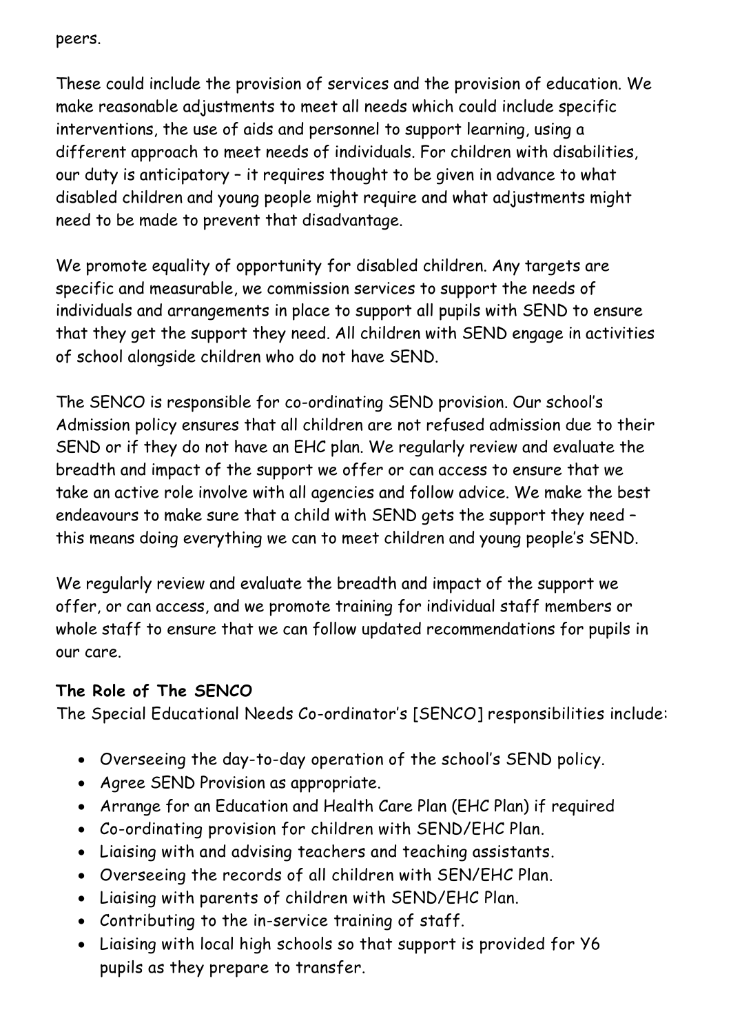peers.

These could include the provision of services and the provision of education. We make reasonable adjustments to meet all needs which could include specific interventions, the use of aids and personnel to support learning, using a different approach to meet needs of individuals. For children with disabilities, our duty is anticipatory – it requires thought to be given in advance to what disabled children and young people might require and what adjustments might need to be made to prevent that disadvantage.

We promote equality of opportunity for disabled children. Any targets are specific and measurable, we commission services to support the needs of individuals and arrangements in place to support all pupils with SEND to ensure that they get the support they need. All children with SEND engage in activities of school alongside children who do not have SEND.

The SENCO is responsible for co-ordinating SEND provision. Our school's Admission policy ensures that all children are not refused admission due to their SEND or if they do not have an EHC plan. We regularly review and evaluate the breadth and impact of the support we offer or can access to ensure that we take an active role involve with all agencies and follow advice. We make the best endeavours to make sure that a child with SEND gets the support they need – this means doing everything we can to meet children and young people's SEND.

We regularly review and evaluate the breadth and impact of the support we offer, or can access, and we promote training for individual staff members or whole staff to ensure that we can follow updated recommendations for pupils in our care.

**The Role of The SENCO**

The Special Educational Needs Co-ordinator's [SENCO] responsibilities include:

- Overseeing the day-to-day operation of the school's SEND policy.
- Agree SEND Provision as appropriate.
- Arrange for an Education and Health Care Plan (EHC Plan) if required
- Co-ordinating provision for children with SEND/EHC Plan.
- Liaising with and advising teachers and teaching assistants.
- Overseeing the records of all children with SEN/EHC Plan.
- Liaising with parents of children with SEND/EHC Plan.
- Contributing to the in-service training of staff.
- Liaising with local high schools so that support is provided for Y6 pupils as they prepare to transfer.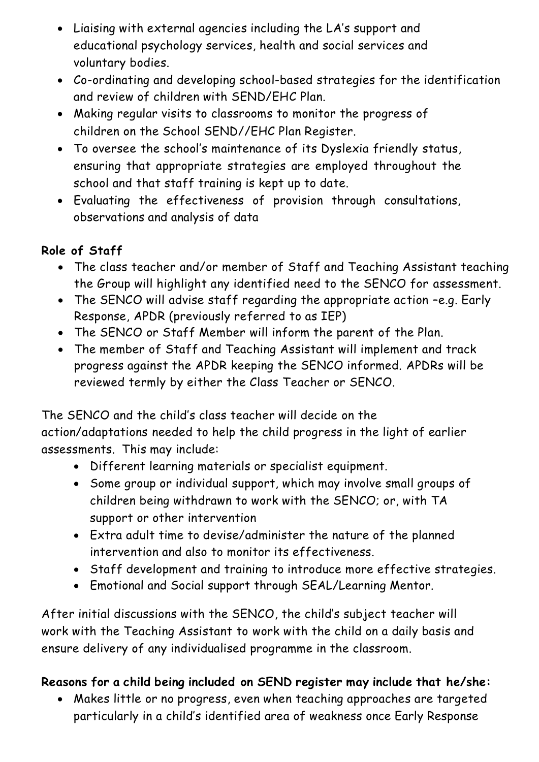- Liaising with external agencies including the LA's support and educational psychology services, health and social services and voluntary bodies.
- Co-ordinating and developing school-based strategies for the identification and review of children with SEND/EHC Plan.
- Making regular visits to classrooms to monitor the progress of children on the School SEND//EHC Plan Register.
- To oversee the school's maintenance of its Dyslexia friendly status, ensuring that appropriate strategies are employed throughout the school and that staff training is kept up to date.
- Evaluating the effectiveness of provision through consultations, observations and analysis of data

**Role of Staff**

- The class teacher and/or member of Staff and Teaching Assistant teaching the Group will highlight any identified need to the SENCO for assessment.
- The SENCO will advise staff regarding the appropriate action –e.g. Early Response, APDR (previously referred to as IEP)
- The SENCO or Staff Member will inform the parent of the Plan.
- The member of Staff and Teaching Assistant will implement and track progress against the APDR keeping the SENCO informed. APDRs will be reviewed termly by either the Class Teacher or SENCO.

The SENCO and the child's class teacher will decide on the action/adaptations needed to help the child progress in the light of earlier assessments. This may include:

- Different learning materials or specialist equipment.
- Some group or individual support, which may involve small groups of children being withdrawn to work with the SENCO; or, with TA support or other intervention
- Extra adult time to devise/administer the nature of the planned intervention and also to monitor its effectiveness.
- Staff development and training to introduce more effective strategies.
- Emotional and Social support through SEAL/Learning Mentor.

After initial discussions with the SENCO, the child's subject teacher will work with the Teaching Assistant to work with the child on a daily basis and ensure delivery of any individualised programme in the classroom.

**Reasons for a child being included on SEND register may include that he/she:**

- Makes little or no progress, even when teaching approaches are targeted particularly in a child's identified area of weakness once Early Response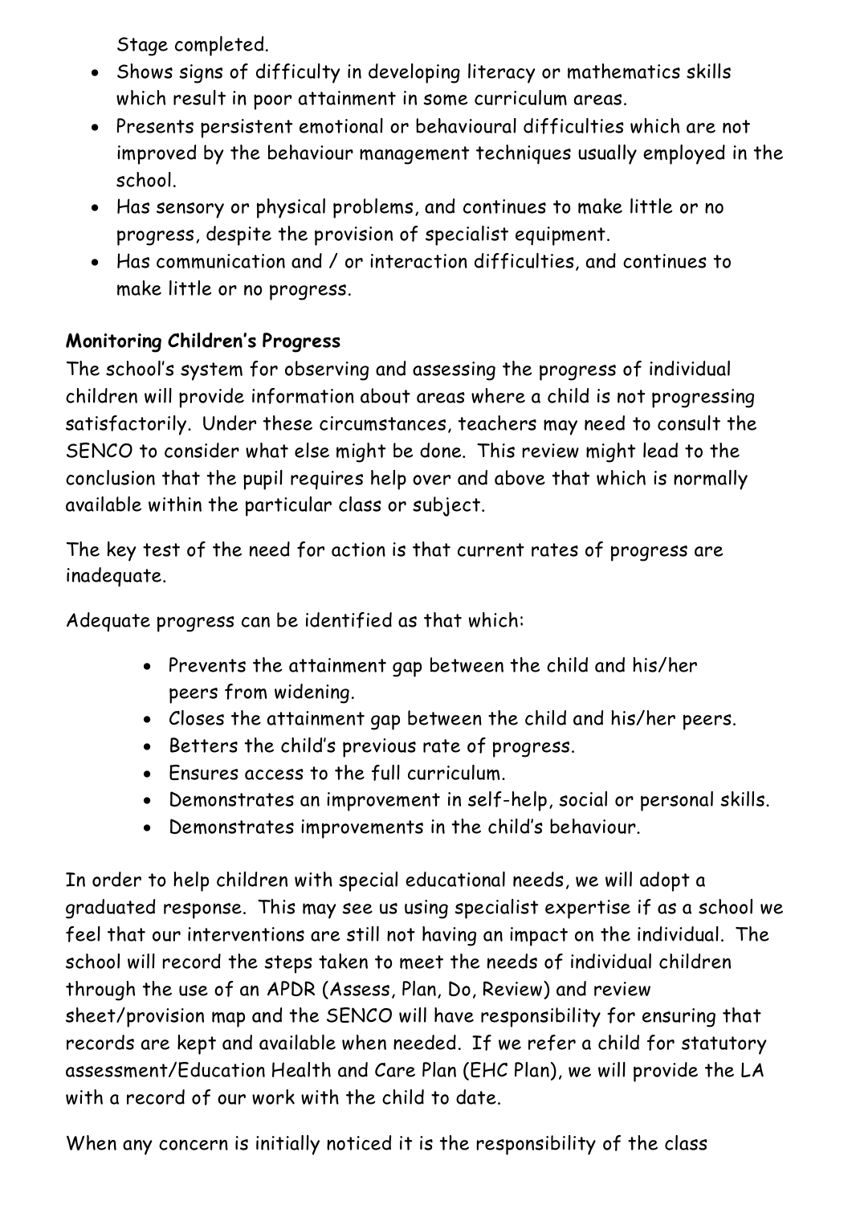Stage completed.

- Shows signs of difficulty in developing literacy or mathematics skills which result in poor attainment in some curriculum areas.
- Presents persistent emotional or behavioural difficulties which are not improved by the behaviour management techniques usually employed in the school.
- Has sensory or physical problems, and continues to make little or no progress, despite the provision of specialist equipment.
- Has communication and / or interaction difficulties, and continues to make little or no progress.

**Monitoring Children's Progress**

The school's system for observing and assessing the progress of individual children will provide information about areas where a child is not progressing satisfactorily. Under these circumstances, teachers may need to consult the SENCO to consider what else might be done. This review might lead to the conclusion that the pupil requires help over and above that which is normally available within the particular class or subject.

The key test of the need for action is that current rates of progress are inadequate.

Adequate progress can be identified as that which:

- Prevents the attainment gap between the child and his/her peers from widening.
- Closes the attainment gap between the child and his/her peers.
- Betters the child's previous rate of progress.
- Ensures access to the full curriculum.
- Demonstrates an improvement in self-help, social or personal skills.
- Demonstrates improvements in the child's behaviour.

In order to help children with special educational needs, we will adopt a graduated response. This may see us using specialist expertise if as a school we feel that our interventions are still not having an impact on the individual. The school will record the steps taken to meet the needs of individual children through the use of an APDR (Assess, Plan, Do, Review) and review sheet/provision map and the SENCO will have responsibility for ensuring that records are kept and available when needed. If we refer a child for statutory assessment/Education Health and Care Plan (EHC Plan), we will provide the LA with a record of our work with the child to date.

When any concern is initially noticed it is the responsibility of the class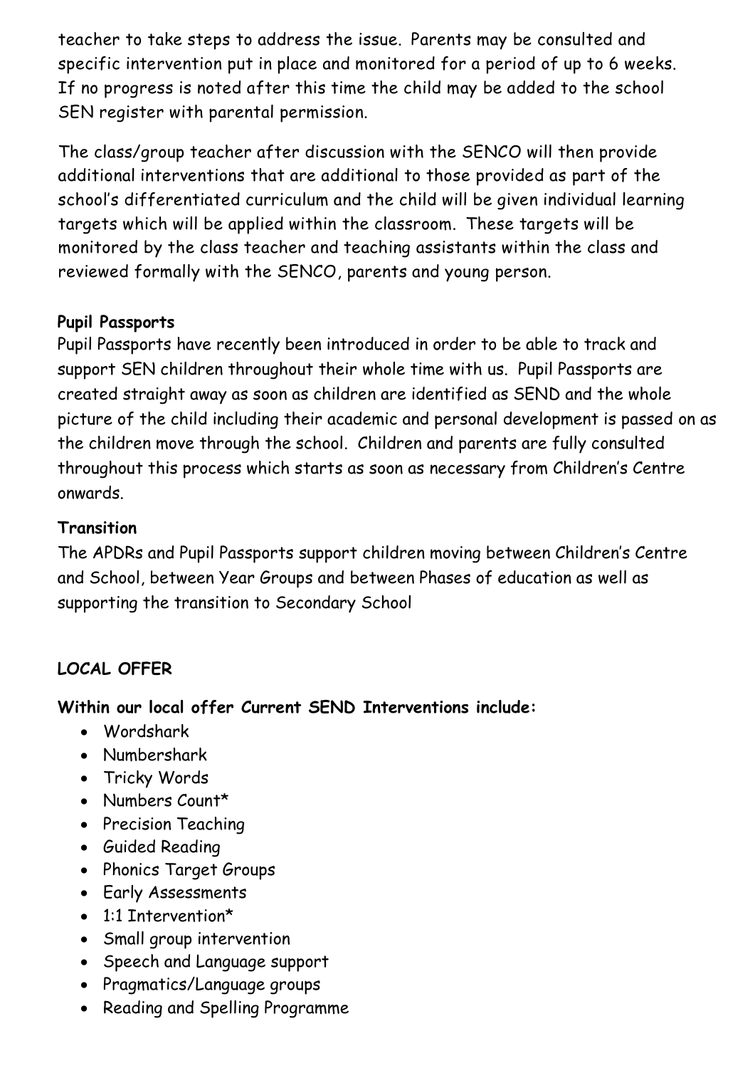teacher to take steps to address the issue. Parents may be consulted and specific intervention put in place and monitored for a period of up to 6 weeks. If no progress is noted after this time the child may be added to the school SEN register with parental permission.

The class/group teacher after discussion with the SENCO will then provide additional interventions that are additional to those provided as part of the school's differentiated curriculum and the child will be given individual learning targets which will be applied within the classroom. These targets will be monitored by the class teacher and teaching assistants within the class and reviewed formally with the SENCO, parents and young person.

**Pupil Passports**

Pupil Passports have recently been introduced in order to be able to track and support SEN children throughout their whole time with us. Pupil Passports are created straight away as soon as children are identified as SEND and the whole picture of the child including their academic and personal development is passed on as the children move through the school. Children and parents are fully consulted throughout this process which starts as soon as necessary from Children's Centre onwards.

**Transition**

The APDRs and Pupil Passports support children moving between Children's Centre and School, between Year Groups and between Phases of education as well as supporting the transition to Secondary School

## LOCAL OFFER

**Within our local offer Current SEND Interventions include:**

- Wordshark
- Numbershark
- Tricky Words
- Numbers Count*
- Precision Teaching
- Guided Reading
- Phonics Target Groups
- Early Assessments
- 1:1 Intervention*
- Small group intervention
- Speech and Language support
- Pragmatics/Language groups
- Reading and Spelling Programme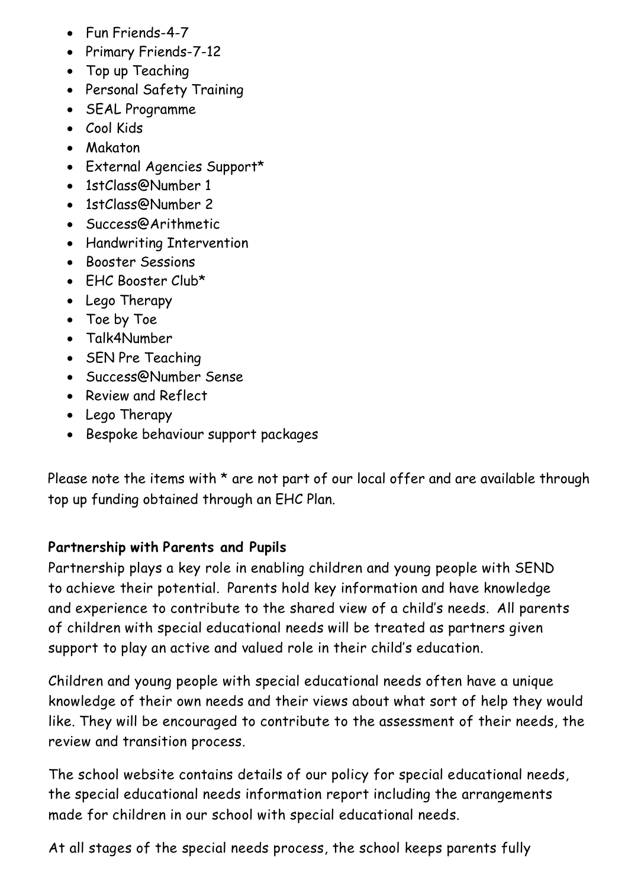- Fun Friends-4-7
- Primary Friends-7-12
- Top up Teaching
- Personal Safety Training
- SEAL Programme
- Cool Kids
- Makaton
- External Agencies Support*
- 1stClass@Number 1
- 1stClass@Number 2
- Success@Arithmetic
- Handwriting Intervention
- Booster Sessions
- EHC Booster Club*
- Lego Therapy
- Toe by Toe
- Talk4Number
- SEN Pre Teaching
- Success@Number Sense
- Review and Reflect
- Lego Therapy
- Bespoke behaviour support packages

Please note the items with * are not part of our local offer and are available through top up funding obtained through an EHC Plan.

**Partnership with Parents and Pupils**

Partnership plays a key role in enabling children and young people with SEND to achieve their potential. Parents hold key information and have knowledge and experience to contribute to the shared view of a child's needs. All parents of children with special educational needs will be treated as partners given support to play an active and valued role in their child's education.

Children and young people with special educational needs often have a unique knowledge of their own needs and their views about what sort of help they would like. They will be encouraged to contribute to the assessment of their needs, the review and transition process.

The school website contains details of our policy for special educational needs, the special educational needs information report including the arrangements made for children in our school with special educational needs.

At all stages of the special needs process, the school keeps parents fully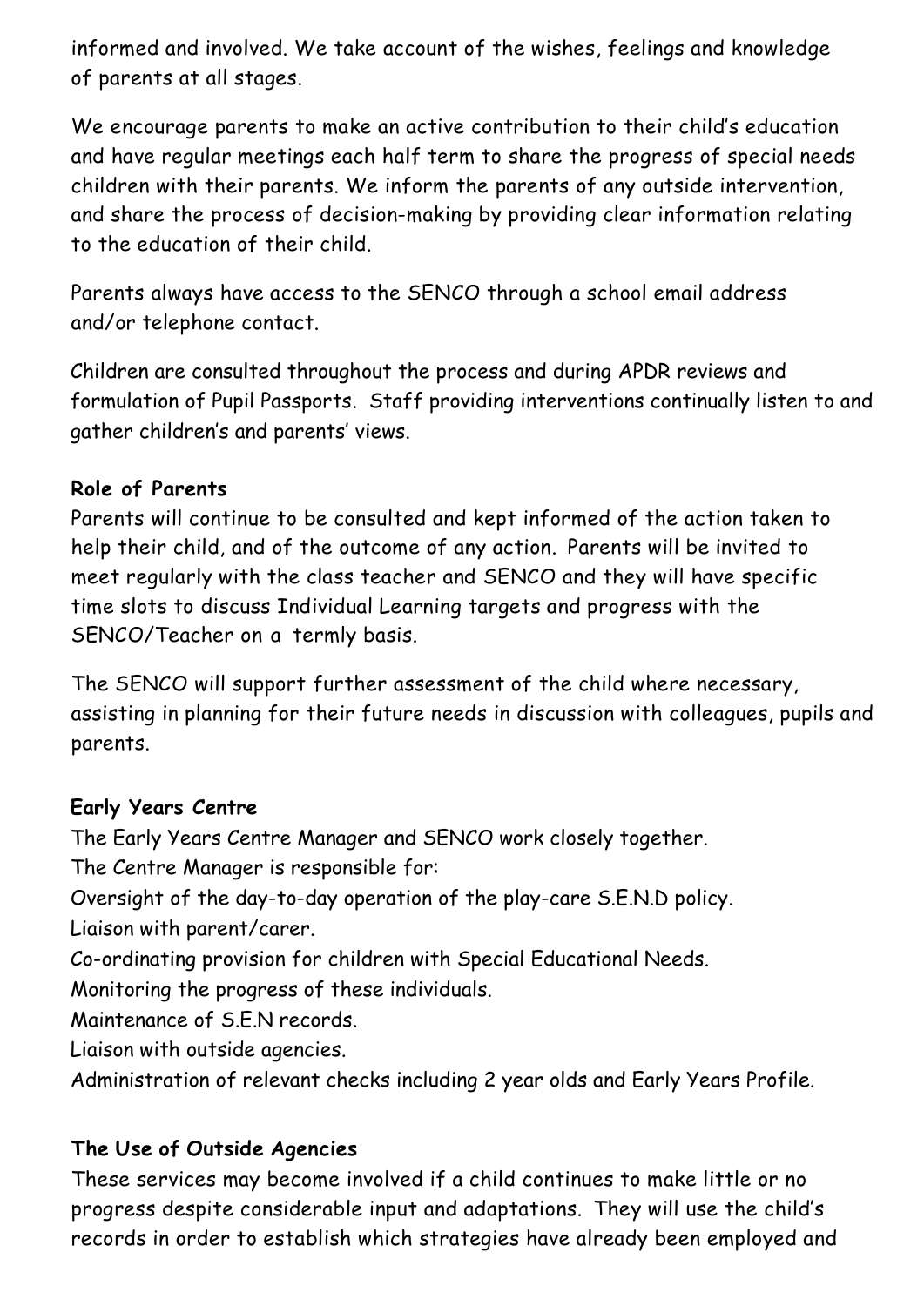informed and involved. We take account of the wishes, feelings and knowledge of parents at all stages.

We encourage parents to make an active contribution to their child's education and have regular meetings each half term to share the progress of special needs children with their parents. We inform the parents of any outside intervention, and share the process of decision-making by providing clear information relating to the education of their child.

Parents always have access to the SENCO through a school email address and/or telephone contact.

Children are consulted throughout the process and during APDR reviews and formulation of Pupil Passports. Staff providing interventions continually listen to and gather children's and parents' views.

**Role of Parents**

Parents will continue to be consulted and kept informed of the action taken to help their child, and of the outcome of any action. Parents will be invited to meet regularly with the class teacher and SENCO and they will have specific time slots to discuss Individual Learning targets and progress with the SENCO/Teacher on a termly basis.

The SENCO will support further assessment of the child where necessary, assisting in planning for their future needs in discussion with colleagues, pupils and parents.

**Early Years Centre**

The Early Years Centre Manager and SENCO work closely together.

The Centre Manager is responsible for:

Oversight of the day-to-day operation of the play-care S.E.N.D policy.

Liaison with parent/carer.

Co-ordinating provision for children with Special Educational Needs.

Monitoring the progress of these individuals.

Maintenance of S.E.N records.

Liaison with outside agencies.

Administration of relevant checks including 2 year olds and Early Years Profile.

**The Use of Outside Agencies**

These services may become involved if a child continues to make little or no progress despite considerable input and adaptations. They will use the child's records in order to establish which strategies have already been employed and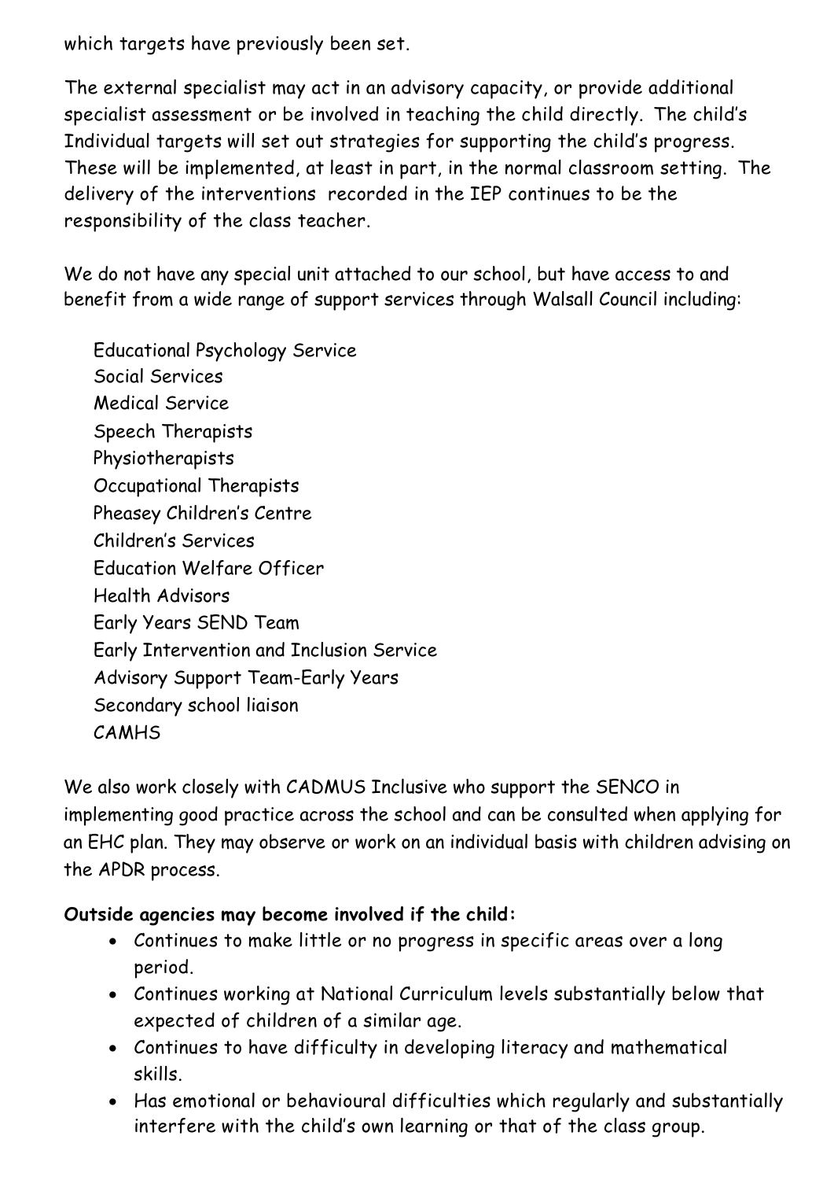which targets have previously been set.

The external specialist may act in an advisory capacity, or provide additional specialist assessment or be involved in teaching the child directly. The child's Individual targets will set out strategies for supporting the child's progress. These will be implemented, at least in part, in the normal classroom setting. The delivery of the interventions recorded in the IEP continues to be the responsibility of the class teacher.

We do not have any special unit attached to our school, but have access to and benefit from a wide range of support services through Walsall Council including:

Educational Psychology Service
Social Services
Medical Service
Speech Therapists
Physiotherapists
Occupational Therapists
Pheasey Children's Centre
Children's Services
Education Welfare Officer
Health Advisors
Early Years SEND Team
Early Intervention and Inclusion Service
Advisory Support Team-Early Years
Secondary school liaison
CAMHS

We also work closely with CADMUS Inclusive who support the SENCO in implementing good practice across the school and can be consulted when applying for an EHC plan. They may observe or work on an individual basis with children advising on the APDR process.

**Outside agencies may become involved if the child:**

- Continues to make little or no progress in specific areas over a long period.
- Continues working at National Curriculum levels substantially below that expected of children of a similar age.
- Continues to have difficulty in developing literacy and mathematical skills.
- Has emotional or behavioural difficulties which regularly and substantially interfere with the child's own learning or that of the class group.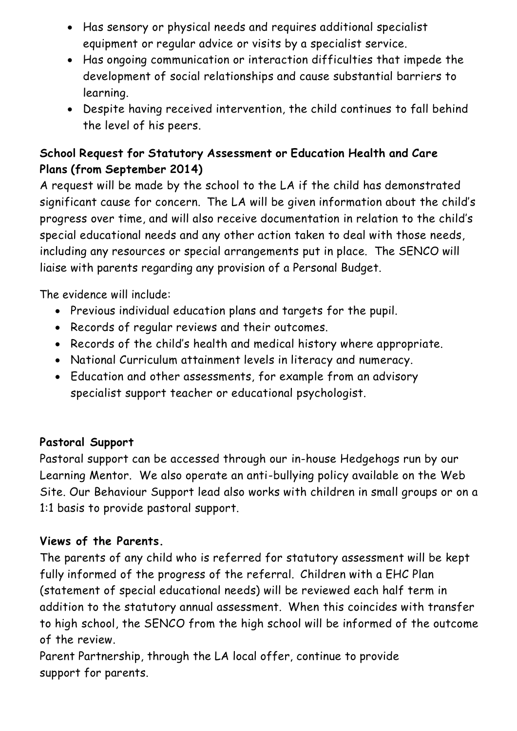- Has sensory or physical needs and requires additional specialist equipment or regular advice or visits by a specialist service.
- Has ongoing communication or interaction difficulties that impede the development of social relationships and cause substantial barriers to learning.
- Despite having received intervention, the child continues to fall behind the level of his peers.

**School Request for Statutory Assessment or Education Health and Care Plans (from September 2014)**

A request will be made by the school to the LA if the child has demonstrated significant cause for concern. The LA will be given information about the child's progress over time, and will also receive documentation in relation to the child's special educational needs and any other action taken to deal with those needs, including any resources or special arrangements put in place. The SENCO will liaise with parents regarding any provision of a Personal Budget.

The evidence will include:

- Previous individual education plans and targets for the pupil.
- Records of regular reviews and their outcomes.
- Records of the child's health and medical history where appropriate.
- National Curriculum attainment levels in literacy and numeracy.
- Education and other assessments, for example from an advisory specialist support teacher or educational psychologist.

**Pastoral Support**

Pastoral support can be accessed through our in-house Hedgehogs run by our Learning Mentor. We also operate an anti-bullying policy available on the Web Site. Our Behaviour Support lead also works with children in small groups or on a 1:1 basis to provide pastoral support.

**Views of the Parents.**

The parents of any child who is referred for statutory assessment will be kept fully informed of the progress of the referral. Children with a EHC Plan (statement of special educational needs) will be reviewed each half term in addition to the statutory annual assessment. When this coincides with transfer to high school, the SENCO from the high school will be informed of the outcome of the review.

Parent Partnership, through the LA local offer, continue to provide support for parents.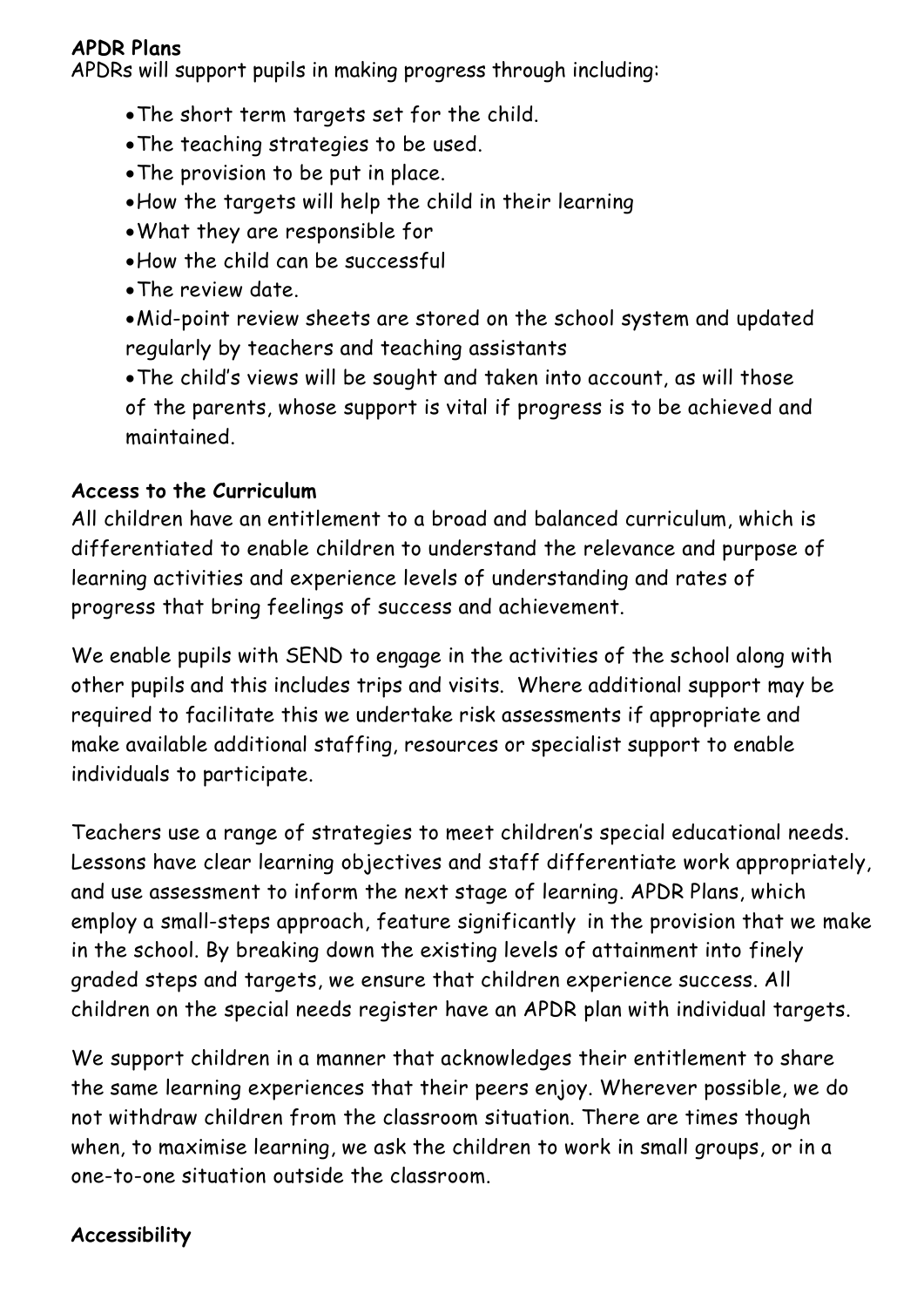**APDR Plans**

APDRs will support pupils in making progress through including:

- The short term targets set for the child.
- The teaching strategies to be used.
- The provision to be put in place.
- How the targets will help the child in their learning
- What they are responsible for
- How the child can be successful
- The review date.
- Mid-point review sheets are stored on the school system and updated regularly by teachers and teaching assistants
- The child's views will be sought and taken into account, as will those of the parents, whose support is vital if progress is to be achieved and maintained.

**Access to the Curriculum**

All children have an entitlement to a broad and balanced curriculum, which is differentiated to enable children to understand the relevance and purpose of learning activities and experience levels of understanding and rates of progress that bring feelings of success and achievement.

We enable pupils with SEND to engage in the activities of the school along with other pupils and this includes trips and visits. Where additional support may be required to facilitate this we undertake risk assessments if appropriate and make available additional staffing, resources or specialist support to enable individuals to participate.

Teachers use a range of strategies to meet children's special educational needs. Lessons have clear learning objectives and staff differentiate work appropriately, and use assessment to inform the next stage of learning. APDR Plans, which employ a small-steps approach, feature significantly in the provision that we make in the school. By breaking down the existing levels of attainment into finely graded steps and targets, we ensure that children experience success. All children on the special needs register have an APDR plan with individual targets.

We support children in a manner that acknowledges their entitlement to share the same learning experiences that their peers enjoy. Wherever possible, we do not withdraw children from the classroom situation. There are times though when, to maximise learning, we ask the children to work in small groups, or in a one-to-one situation outside the classroom.

**Accessibility**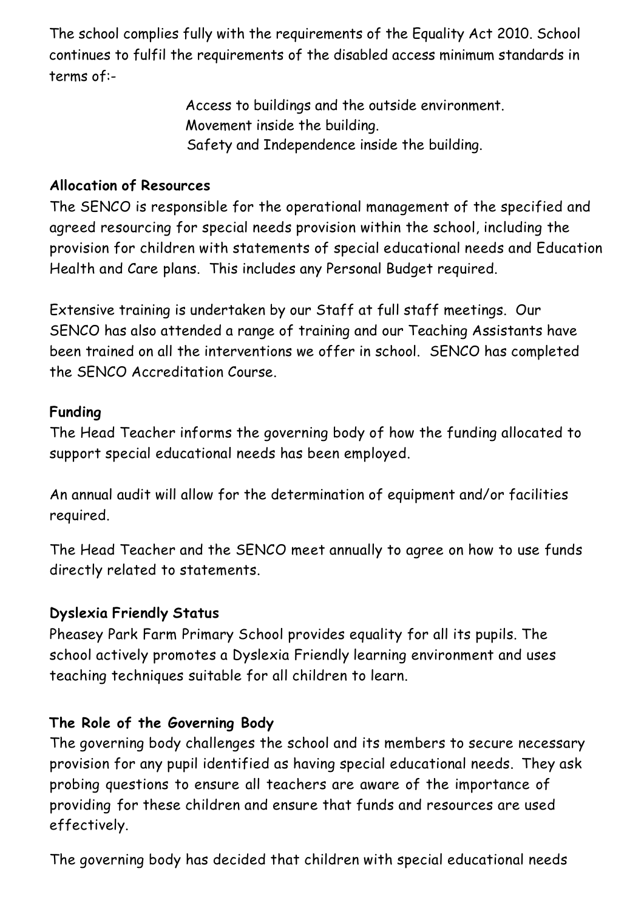The school complies fully with the requirements of the Equality Act 2010. School continues to fulfil the requirements of the disabled access minimum standards in terms of:-

Access to buildings and the outside environment.
Movement inside the building.
Safety and Independence inside the building.

**Allocation of Resources**

The SENCO is responsible for the operational management of the specified and agreed resourcing for special needs provision within the school, including the provision for children with statements of special educational needs and Education Health and Care plans. This includes any Personal Budget required.

Extensive training is undertaken by our Staff at full staff meetings. Our SENCO has also attended a range of training and our Teaching Assistants have been trained on all the interventions we offer in school. SENCO has completed the SENCO Accreditation Course.

**Funding**

The Head Teacher informs the governing body of how the funding allocated to support special educational needs has been employed.

An annual audit will allow for the determination of equipment and/or facilities required.

The Head Teacher and the SENCO meet annually to agree on how to use funds directly related to statements.

**Dyslexia Friendly Status**

Pheasey Park Farm Primary School provides equality for all its pupils. The school actively promotes a Dyslexia Friendly learning environment and uses teaching techniques suitable for all children to learn.

**The Role of the Governing Body**

The governing body challenges the school and its members to secure necessary provision for any pupil identified as having special educational needs. They ask probing questions to ensure all teachers are aware of the importance of providing for these children and ensure that funds and resources are used effectively.

The governing body has decided that children with special educational needs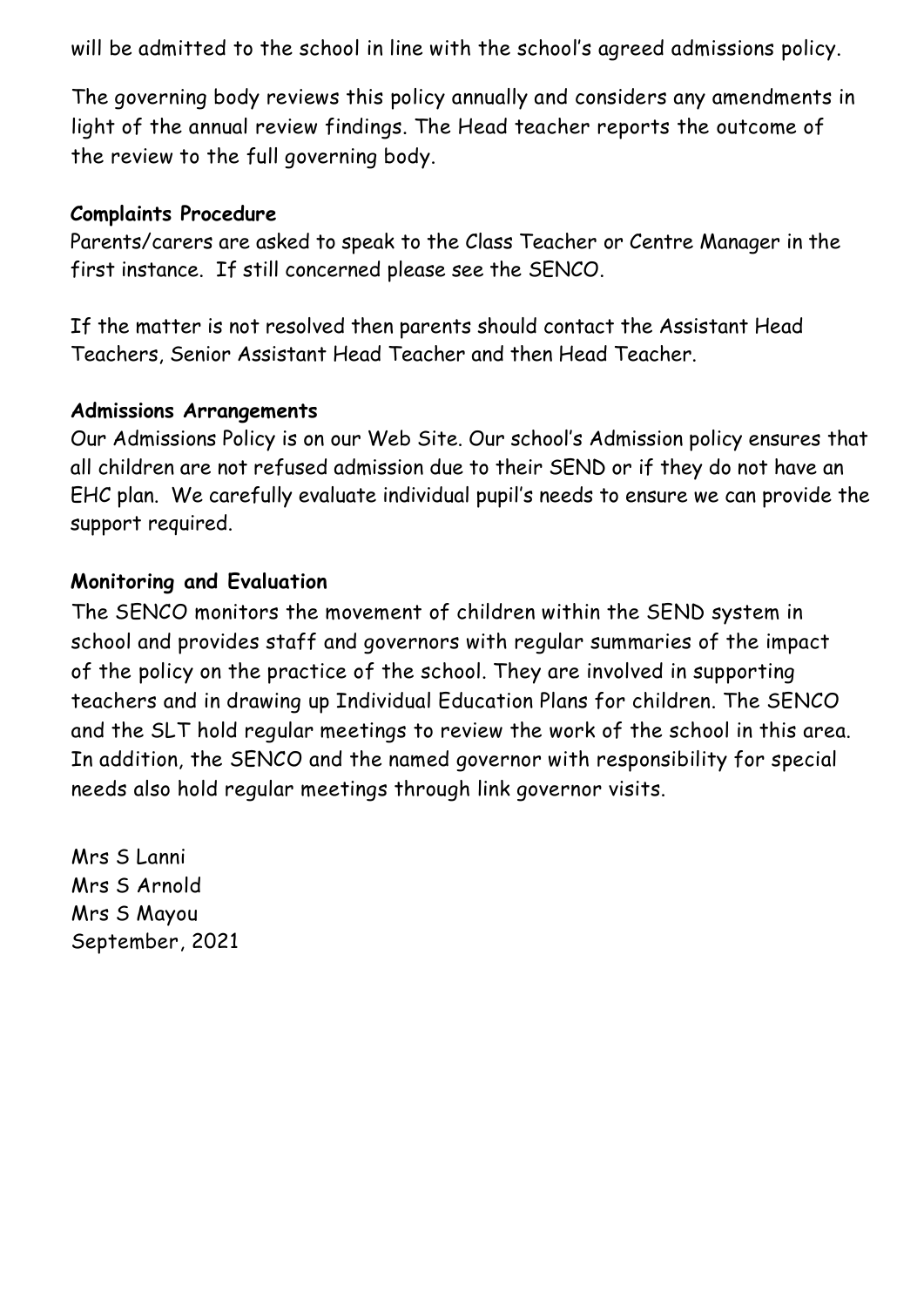will be admitted to the school in line with the school's agreed admissions policy.

The governing body reviews this policy annually and considers any amendments in light of the annual review findings. The Head teacher reports the outcome of the review to the full governing body.

**Complaints Procedure**

Parents/carers are asked to speak to the Class Teacher or Centre Manager in the first instance. If still concerned please see the SENCO.

If the matter is not resolved then parents should contact the Assistant Head Teachers, Senior Assistant Head Teacher and then Head Teacher.

**Admissions Arrangements**

Our Admissions Policy is on our Web Site. Our school's Admission policy ensures that all children are not refused admission due to their SEND or if they do not have an EHC plan. We carefully evaluate individual pupil's needs to ensure we can provide the support required.

**Monitoring and Evaluation**

The SENCO monitors the movement of children within the SEND system in school and provides staff and governors with regular summaries of the impact of the policy on the practice of the school. They are involved in supporting teachers and in drawing up Individual Education Plans for children. The SENCO and the SLT hold regular meetings to review the work of the school in this area. In addition, the SENCO and the named governor with responsibility for special needs also hold regular meetings through link governor visits.

Mrs S Lanni
Mrs S Arnold
Mrs S Mayou
September, 2021